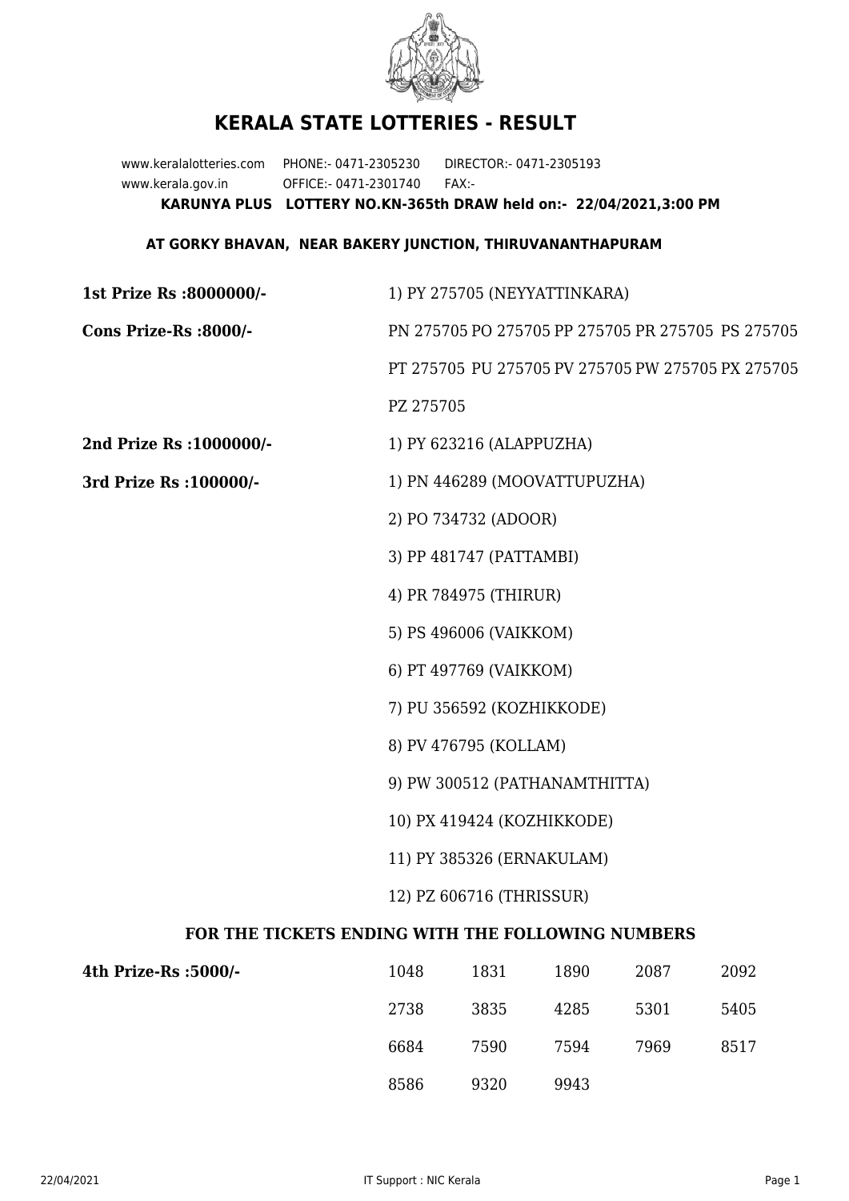# KERALA STATE LOTTERIES - RESULT

www.keralalotteries.com PHONE:- 0471-2305230 DIRECTOR:- 0471-2305193
www.kerala.gov.in OFFICE:- 0471-2301740 FAX:-

**KARUNYA PLUS LOTTERY NO.KN-365th DRAW held on:- 22/04/2021,3:00 PM**

**AT GORKY BHAVAN, NEAR BAKERY JUNCTION, THIRUVANANTHAPURAM**

**1st Prize Rs :8000000/-** 1) PY 275705 (NEYYATTINKARA)

**Cons Prize-Rs :8000/-** PN 275705 PO 275705 PP 275705 PR 275705 PS 275705 PT 275705 PU 275705 PV 275705 PW 275705 PX 275705 PZ 275705

**2nd Prize Rs :1000000/-** 1) PY 623216 (ALAPPUZHA)

**3rd Prize Rs :100000/-**

1) PN 446289 (MOOVATTUPUZHA)
2) PO 734732 (ADOOR)
3) PP 481747 (PATTAMBI)
4) PR 784975 (THIRUR)
5) PS 496006 (VAIKKOM)
6) PT 497769 (VAIKKOM)
7) PU 356592 (KOZHIKKODE)
8) PV 476795 (KOLLAM)
9) PW 300512 (PATHANAMTHITTA)
10) PX 419424 (KOZHIKKODE)
11) PY 385326 (ERNAKULAM)
12) PZ 606716 (THRISSUR)

### FOR THE TICKETS ENDING WITH THE FOLLOWING NUMBERS

**4th Prize-Rs :5000/-**

| | | | | |
|---|---|---|---|---|
| 1048 | 1831 | 1890 | 2087 | 2092 |
| 2738 | 3835 | 4285 | 5301 | 5405 |
| 6684 | 7590 | 7594 | 7969 | 8517 |
| 8586 | 9320 | 9943 | | |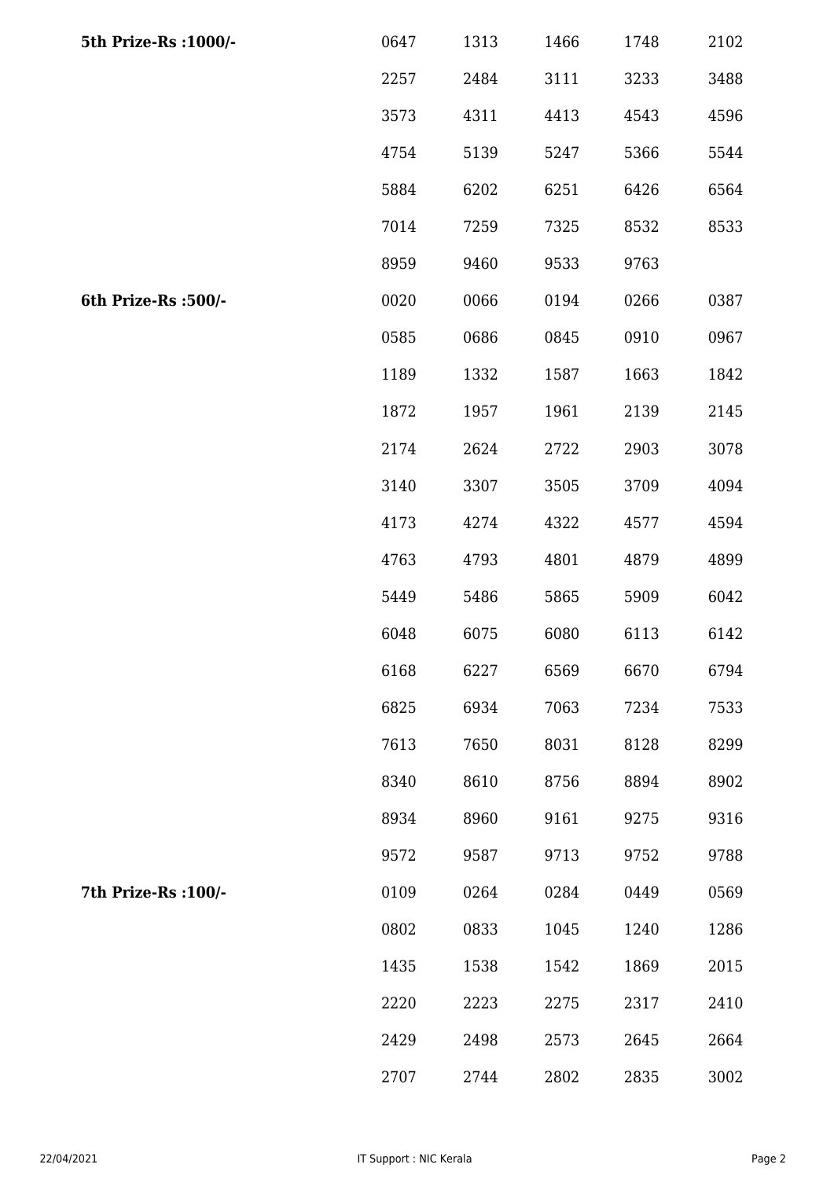| | | | | | |
|---|---|---|---|---|---|
| **5th Prize-Rs :1000/-** | 0647 | 1313 | 1466 | 1748 | 2102 |
| | 2257 | 2484 | 3111 | 3233 | 3488 |
| | 3573 | 4311 | 4413 | 4543 | 4596 |
| | 4754 | 5139 | 5247 | 5366 | 5544 |
| | 5884 | 6202 | 6251 | 6426 | 6564 |
| | 7014 | 7259 | 7325 | 8532 | 8533 |
| | 8959 | 9460 | 9533 | 9763 | |
| **6th Prize-Rs :500/-** | 0020 | 0066 | 0194 | 0266 | 0387 |
| | 0585 | 0686 | 0845 | 0910 | 0967 |
| | 1189 | 1332 | 1587 | 1663 | 1842 |
| | 1872 | 1957 | 1961 | 2139 | 2145 |
| | 2174 | 2624 | 2722 | 2903 | 3078 |
| | 3140 | 3307 | 3505 | 3709 | 4094 |
| | 4173 | 4274 | 4322 | 4577 | 4594 |
| | 4763 | 4793 | 4801 | 4879 | 4899 |
| | 5449 | 5486 | 5865 | 5909 | 6042 |
| | 6048 | 6075 | 6080 | 6113 | 6142 |
| | 6168 | 6227 | 6569 | 6670 | 6794 |
| | 6825 | 6934 | 7063 | 7234 | 7533 |
| | 7613 | 7650 | 8031 | 8128 | 8299 |
| | 8340 | 8610 | 8756 | 8894 | 8902 |
| | 8934 | 8960 | 9161 | 9275 | 9316 |
| | 9572 | 9587 | 9713 | 9752 | 9788 |
| **7th Prize-Rs :100/-** | 0109 | 0264 | 0284 | 0449 | 0569 |
| | 0802 | 0833 | 1045 | 1240 | 1286 |
| | 1435 | 1538 | 1542 | 1869 | 2015 |
| | 2220 | 2223 | 2275 | 2317 | 2410 |
| | 2429 | 2498 | 2573 | 2645 | 2664 |
| | 2707 | 2744 | 2802 | 2835 | 3002 |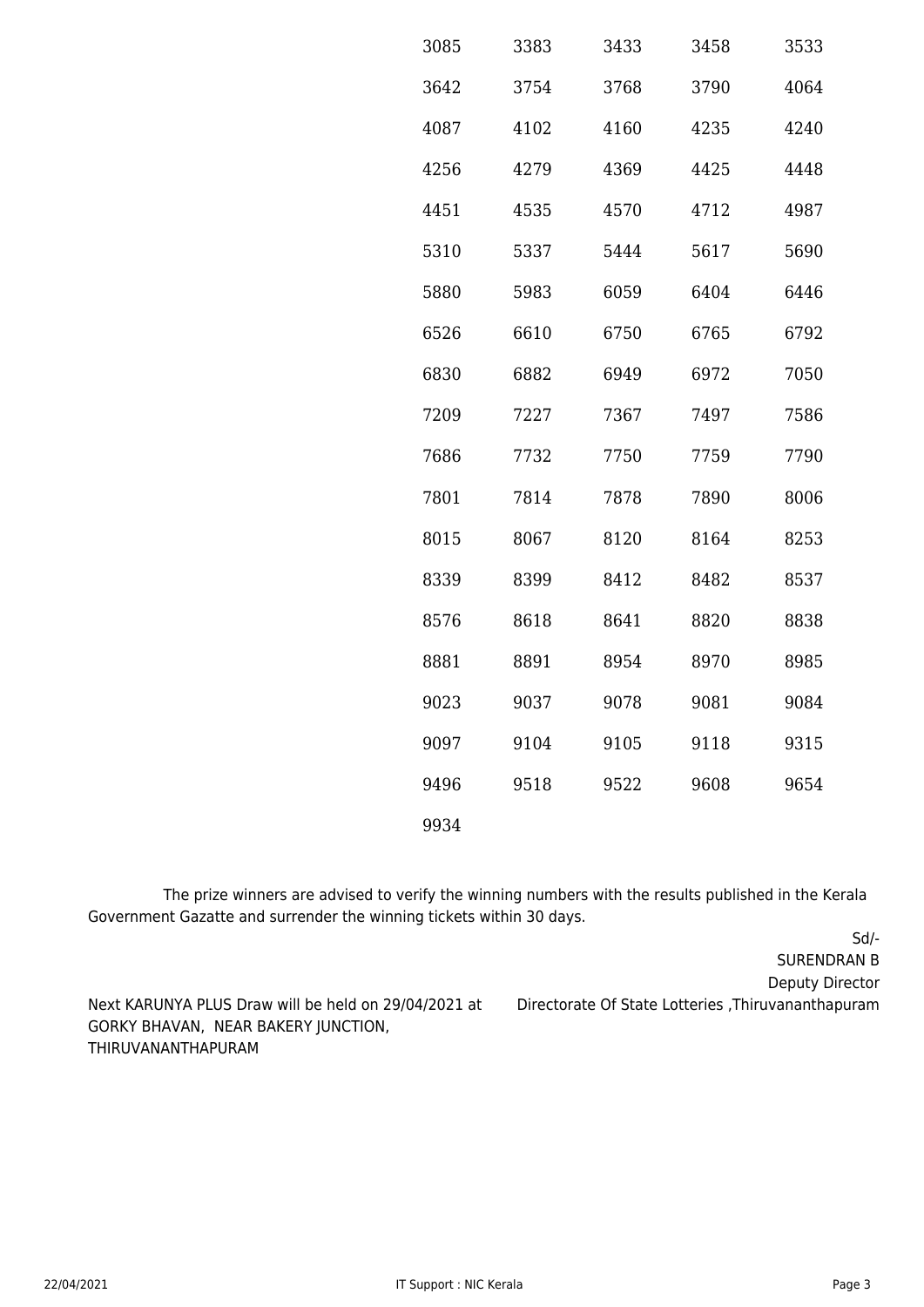| | | | | |
|---|---|---|---|---|
| 3085 | 3383 | 3433 | 3458 | 3533 |
| 3642 | 3754 | 3768 | 3790 | 4064 |
| 4087 | 4102 | 4160 | 4235 | 4240 |
| 4256 | 4279 | 4369 | 4425 | 4448 |
| 4451 | 4535 | 4570 | 4712 | 4987 |
| 5310 | 5337 | 5444 | 5617 | 5690 |
| 5880 | 5983 | 6059 | 6404 | 6446 |
| 6526 | 6610 | 6750 | 6765 | 6792 |
| 6830 | 6882 | 6949 | 6972 | 7050 |
| 7209 | 7227 | 7367 | 7497 | 7586 |
| 7686 | 7732 | 7750 | 7759 | 7790 |
| 7801 | 7814 | 7878 | 7890 | 8006 |
| 8015 | 8067 | 8120 | 8164 | 8253 |
| 8339 | 8399 | 8412 | 8482 | 8537 |
| 8576 | 8618 | 8641 | 8820 | 8838 |
| 8881 | 8891 | 8954 | 8970 | 8985 |
| 9023 | 9037 | 9078 | 9081 | 9084 |
| 9097 | 9104 | 9105 | 9118 | 9315 |
| 9496 | 9518 | 9522 | 9608 | 9654 |
| 9934 | | | | |

The prize winners are advised to verify the winning numbers with the results published in the Kerala Government Gazatte and surrender the winning tickets within 30 days.

Sd/-
SURENDRAN B
Deputy Director
Directorate Of State Lotteries ,Thiruvananthapuram

Next KARUNYA PLUS Draw will be held on 29/04/2021 at GORKY BHAVAN, NEAR BAKERY JUNCTION, THIRUVANANTHAPURAM